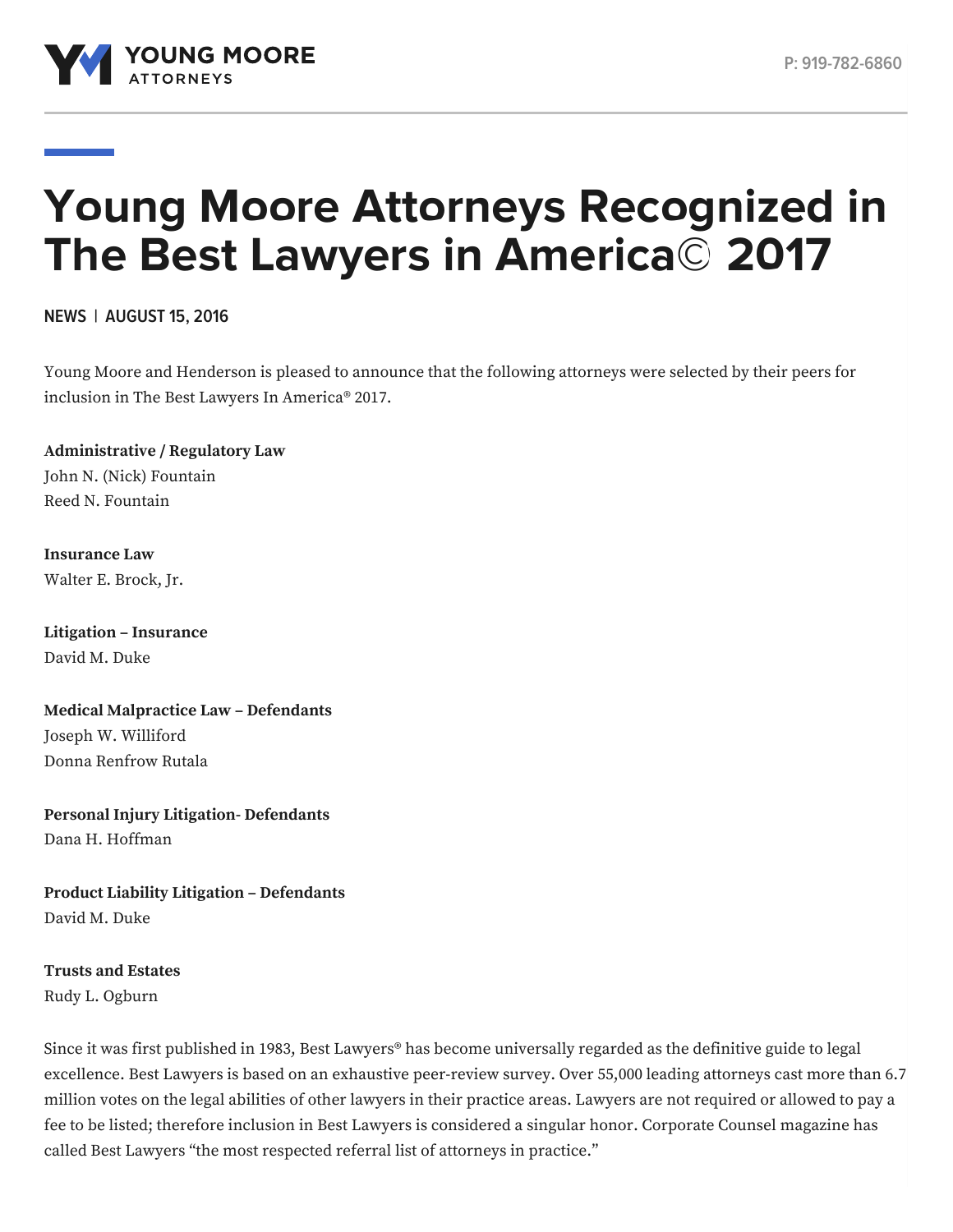YOUNG MOORE ATTORNEYS

P: 919-782-6860

# Young Moore Attorneys Recognized in The Best Lawyers in America© 2017

**NEWS | AUGUST 15, 2016**

Young Moore and Henderson is pleased to announce that the following attorneys were selected by their peers for inclusion in The Best Lawyers In America® 2017.

**Administrative / Regulatory Law**
John N. (Nick) Fountain
Reed N. Fountain

**Insurance Law**
Walter E. Brock, Jr.

**Litigation – Insurance**
David M. Duke

**Medical Malpractice Law – Defendants**
Joseph W. Williford
Donna Renfrow Rutala

**Personal Injury Litigation- Defendants**
Dana H. Hoffman

**Product Liability Litigation – Defendants**
David M. Duke

**Trusts and Estates**
Rudy L. Ogburn

Since it was first published in 1983, Best Lawyers® has become universally regarded as the definitive guide to legal excellence. Best Lawyers is based on an exhaustive peer-review survey. Over 55,000 leading attorneys cast more than 6.7 million votes on the legal abilities of other lawyers in their practice areas. Lawyers are not required or allowed to pay a fee to be listed; therefore inclusion in Best Lawyers is considered a singular honor. Corporate Counsel magazine has called Best Lawyers "the most respected referral list of attorneys in practice."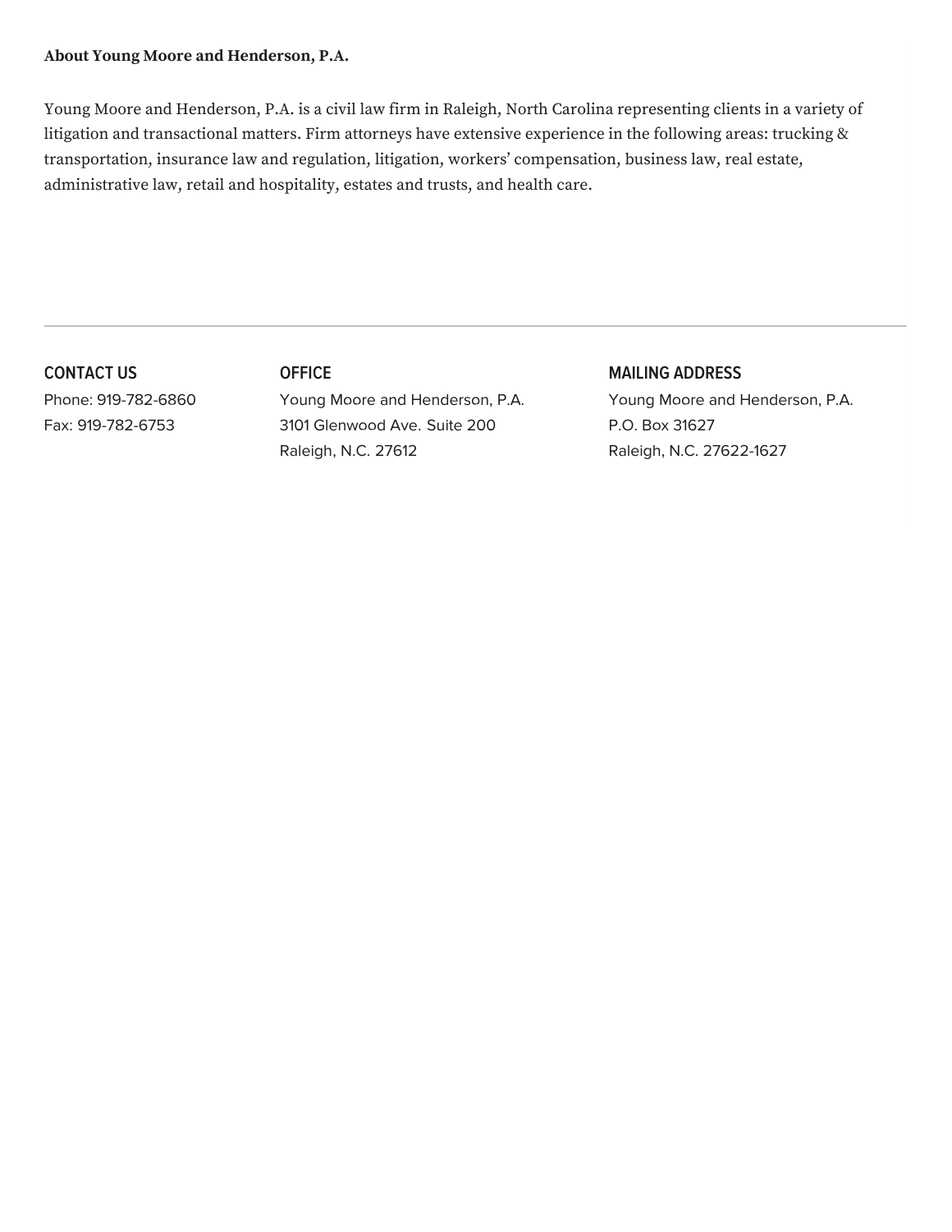**About Young Moore and Henderson, P.A.**

Young Moore and Henderson, P.A. is a civil law firm in Raleigh, North Carolina representing clients in a variety of litigation and transactional matters. Firm attorneys have extensive experience in the following areas: trucking & transportation, insurance law and regulation, litigation, workers' compensation, business law, real estate, administrative law, retail and hospitality, estates and trusts, and health care.

---

**CONTACT US**

Phone: 919-782-6860
Fax: 919-782-6753

**OFFICE**

Young Moore and Henderson, P.A.
3101 Glenwood Ave. Suite 200
Raleigh, N.C. 27612

**MAILING ADDRESS**

Young Moore and Henderson, P.A.
P.O. Box 31627
Raleigh, N.C. 27622-1627